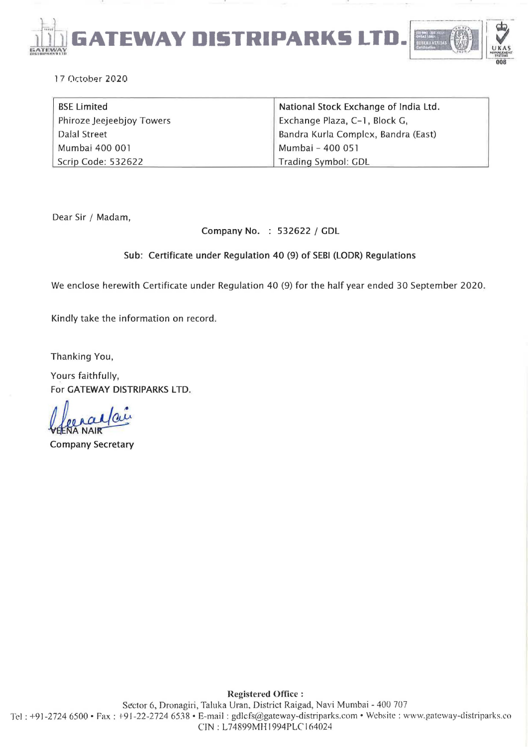# GATEWAY DISTRIPARKS LTD.

17 October 2020

| BSE Limited | National Stock Exchange of India Ltd. |
|---|---|
| Phiroze Jeejeebjoy Towers | Exchange Plaza, C-1, Block G, |
| Dalal Street | Bandra Kurla Complex, Bandra (East) |
| Mumbai 400 001 | Mumbai – 400 051 |
| Scrip Code: 532622 | Trading Symbol: GDL |

Dear Sir / Madam,

Company No. : 532622 / GDL

**Sub: Certificate under Regulation 40 (9) of SEBI (LODR) Regulations**

We enclose herewith Certificate under Regulation 40 (9) for the half year ended 30 September 2020.

Kindly take the information on record.

Thanking You,

Yours faithfully,
For GATEWAY DISTRIPARKS LTD.

VEENA NAIR
Company Secretary

**Registered Office :**
Sector 6, Dronagiri, Taluka Uran, District Raigad, Navi Mumbai - 400 707
Tel : +91-2724 6500 • Fax : +91-22-2724 6538 • E-mail : gdlcfs@gateway-distriparks.com • Website : www.gateway-distriparks.co
CIN : L74899MH1994PLC164024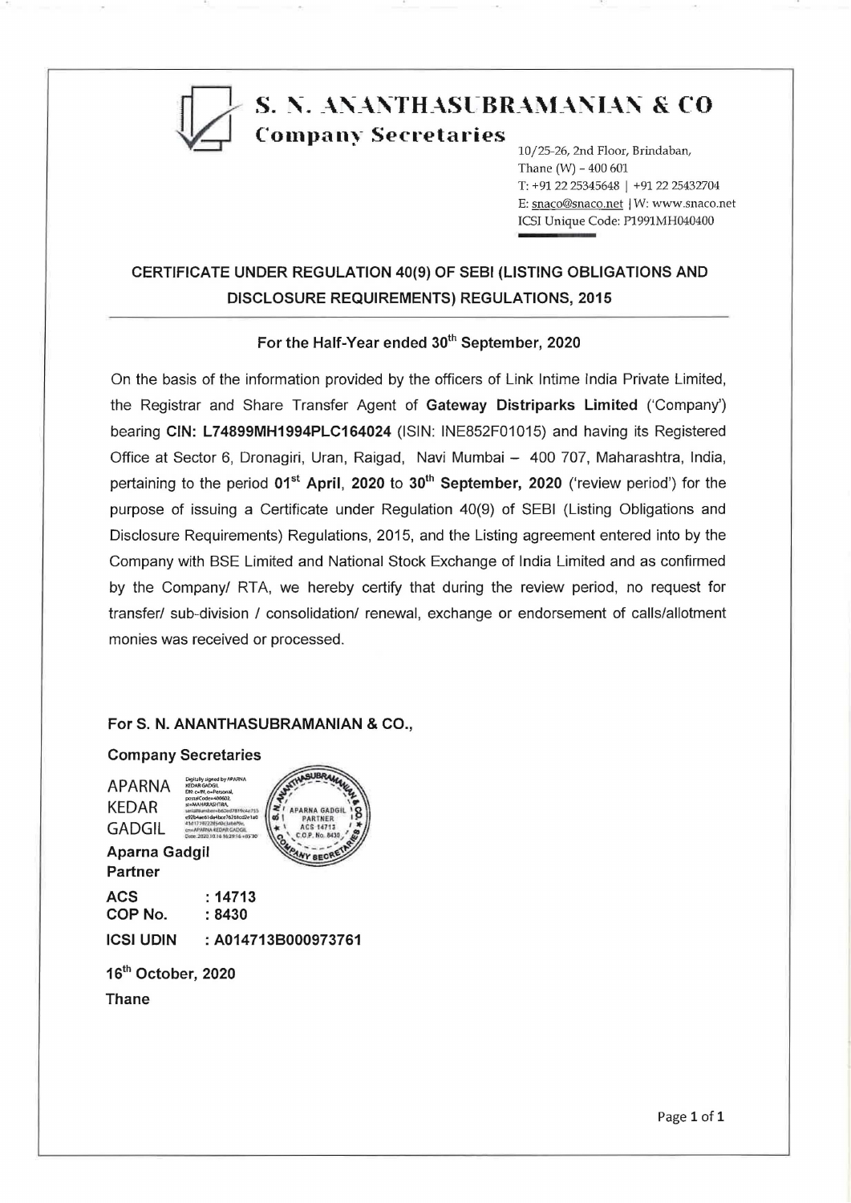# S. N. ANANTHASUBRAMANIAN & CO

**Company Secretaries**

10/25-26, 2nd Floor, Brindaban,
Thane (W) – 400 601
T: +91 22 25345648 | +91 22 25432704
E: snaco@snaco.net | W: www.snaco.net
ICSI Unique Code: P1991MH040400

## CERTIFICATE UNDER REGULATION 40(9) OF SEBI (LISTING OBLIGATIONS AND DISCLOSURE REQUIREMENTS) REGULATIONS, 2015

**For the Half-Year ended 30th September, 2020**

On the basis of the information provided by the officers of Link Intime India Private Limited, the Registrar and Share Transfer Agent of **Gateway Distriparks Limited** ('Company') bearing **CIN: L74899MH1994PLC164024** (ISIN: INE852F01015) and having its Registered Office at Sector 6, Dronagiri, Uran, Raigad, Navi Mumbai – 400 707, Maharashtra, India, pertaining to the period **01st April, 2020** to **30th September, 2020** ('review period') for the purpose of issuing a Certificate under Regulation 40(9) of SEBI (Listing Obligations and Disclosure Requirements) Regulations, 2015, and the Listing agreement entered into by the Company with BSE Limited and National Stock Exchange of India Limited and as confirmed by the Company/ RTA, we hereby certify that during the review period, no request for transfer/ sub-division / consolidation/ renewal, exchange or endorsement of calls/allotment monies was received or processed.

**For S. N. ANANTHASUBRAMANIAN & CO.,**

**Company Secretaries**

APARNA KEDAR GADGIL

**Aparna Gadgil**
**Partner**

**ACS : 14713**
**COP No. : 8430**

**ICSI UDIN : A014713B000973761**

**16th October, 2020**
**Thane**